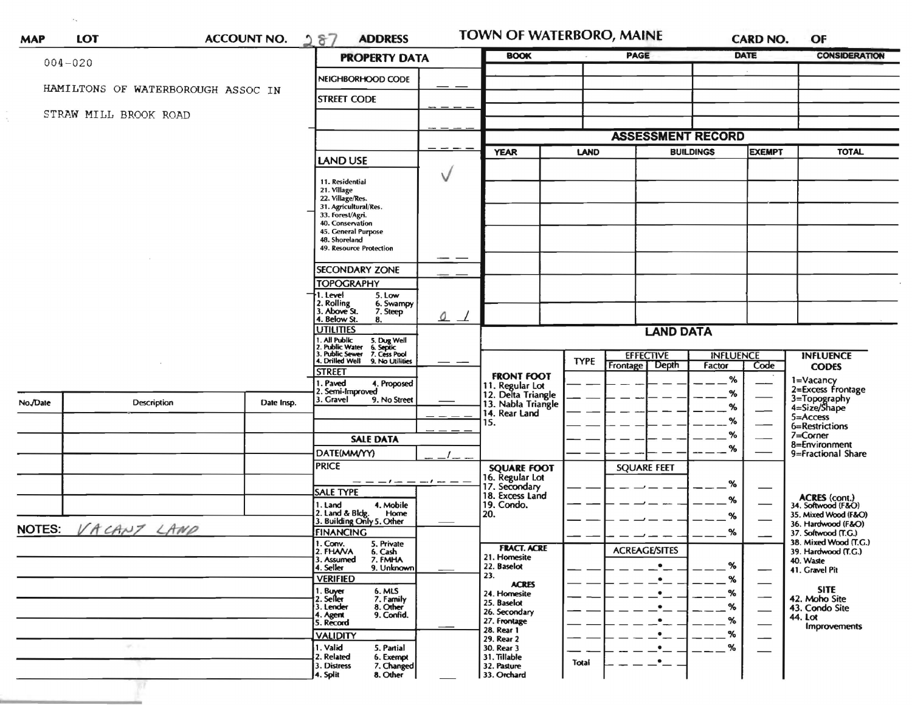**MAP** **LOT** **ACCOUNT NO.** 287 **ADDRESS** **TOWN OF WATERBORO, MAINE** **CARD NO.** **OF**

004-020

HAMILTONS OF WATERBOROUGH ASSOC IN

STRAW MILL BROOK ROAD

## PROPERTY DATA

| | |
|---|---|
| NEIGHBORHOOD CODE | |
| STREET CODE | |
| | |
| | |

**LAND USE** ✓

11. Residential
21. Village
22. Village/Res.
31. Agricultural/Res.
33. Forest/Agri.
40. Conservation
45. General Purpose
48. Shoreland
49. Resource Protection

**SECONDARY ZONE**

**TOPOGRAPHY** 0 1

1. Level 5. Low
2. Rolling 6. Swampy
3. Above St. 7. Steep
4. Below St. 8.

**UTILITIES**

1. All Public 5. Dug Well
2. Public Water 6. Septic
3. Public Sewer 7. Cess Pool
4. Drilled Well 9. No Utilities

**STREET**

1. Paved 4. Proposed
2. Semi-Improved
3. Gravel 9. No Street

**SALE DATA**

DATE(MM/YY)

PRICE

**SALE TYPE**

1. Land 4. Mobile Home
2. Land & Bldg.
3. Building Only 5. Other

**FINANCING**

1. Conv. 5. Private
2. FHA/VA 6. Cash
3. Assumed 7. FMHA
4. Seller 9. Unknown

**VERIFIED**

1. Buyer 6. MLS
2. Seller 7. Family
3. Lender 8. Other
4. Agent 9. Confid.
5. Record

**VALIDITY**

1. Valid 5. Partial
2. Related 6. Exempt
3. Distress 7. Changed
4. Split 8. Other

| BOOK | PAGE | DATE | CONSIDERATION |
|---|---|---|---|
| | | | |
| | | | |
| | | | |
| | | | |

## ASSESSMENT RECORD

| YEAR | LAND | BUILDINGS | EXEMPT | TOTAL |
|---|---|---|---|---|
| | | | | |
| | | | | |
| | | | | |
| | | | | |
| | | | | |
| | | | | |
| | | | | |

## LAND DATA

| | TYPE | EFFECTIVE Frontage | EFFECTIVE Depth | INFLUENCE Factor | INFLUENCE Code |
|---|---|---|---|---|---|
| **FRONT FOOT** 11. Regular Lot 12. Delta Triangle 13. Nabla Triangle 14. Rear Land 15. | | | | % | |
| **SQUARE FOOT** 16. Regular Lot 17. Secondary 18. Excess Land 19. Condo. 20. | | SQUARE FEET | | % | |
| **FRACT. ACRE** 21. Homesite 22. Baselot 23. **ACRES** 24. Homesite 25. Baselot 26. Secondary 27. Frontage 28. Rear 1 29. Rear 2 30. Rear 3 31. Tillable 32. Pasture 33. Orchard | | ACREAGE/SITES | | % | |
| | Total | | | | |

**INFLUENCE CODES**

1=Vacancy
2=Excess Frontage
3=Topography
4=Size/Shape
5=Access
6=Restrictions
7=Corner
8=Environment
9=Fractional Share

**ACRES (cont.)**

34. Softwood (F&O)
35. Mixed Wood (F&O)
36. Hardwood (F&O)
37. Softwood (T.G.)
38. Mixed Wood (T.G.)
39. Hardwood (T.G.)
40. Waste
41. Gravel Pit

**SITE**

42. Moho Site
43. Condo Site
44. Lot Improvements

| No./Date | Description | Date Insp. |
|---|---|---|
| | | |
| | | |
| | | |
| | | |
| | | |

NOTES: VACANT LAND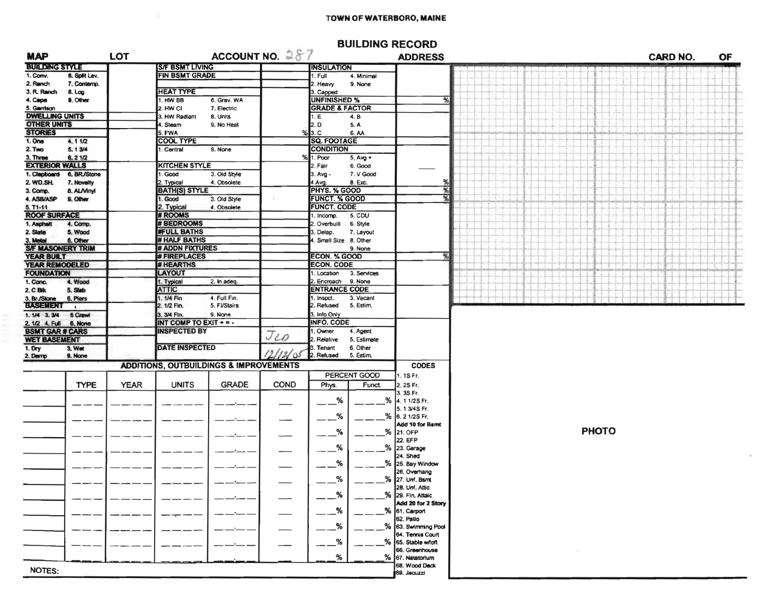TOWN OF WATERBORO, MAINE

# BUILDING RECORD

**MAP** | **LOT** | **ACCOUNT NO.** 287 | **ADDRESS** | **CARD NO.** | **OF**

| | | | | | |
|---|---|---|---|---|---|
| **BUILDING STYLE**<br>1. Conv. 6. Split Lev.<br>2. Ranch 7. Contemp.<br>3. R. Ranch 8. Log<br>4. Cape 9. Other<br>5. Garrison | | **S/F BSMT LIVING** | | **INSULATION**<br>1. Full 4. Minimal<br>2. Heavy 9. None<br>3. Capped | |
| | | **FIN BSMT GRADE** | | | |
| **DWELLING UNITS** | | **HEAT TYPE**<br>1. HW BB 6. Grav. WA<br>2. HW CI 7. Electric<br>3. HW Radiant 8. Units<br>4. Steam 9. No Heat<br>5. FWA | % | **UNFINISHED %** | % |
| **OTHER UNITS** | | | | **GRADE & FACTOR**<br>1. E 4. B<br>2. D 5. A<br>3. C 6. AA | |
| **STORIES**<br>1. One 4. 1 1/2<br>2. Two 5. 1 3/4<br>3. Three 6. 2 1/2 | | **COOL TYPE**<br>1. Central 9. None | % | **SQ. FOOTAGE** | |
| | | | | **CONDITION**<br>1. Poor 5. Avg +<br>2. Fair 6. Good<br>3. Avg - 7. V Good<br>4 Avg. 8. Exc. | |
| **EXTERIOR WALLS**<br>1. Clapboard 6. BR./Stone<br>2. WD.SH. 7. Novelty<br>3. Comp. 8. AL/Vinyl<br>4. ASB/ASP 9. Other<br>5. T1-11 | | **KITCHEN STYLE**<br>1. Good 3. Old Style<br>2. Typical 4. Obsolete | | | |
| | | **BATH(S) STYLE**<br>1. Good 3. Old Style<br>2. Typical 4. Obsolete | | **PHYS. % GOOD** | % |
| | | | | **FUNCT. % GOOD** | % |
| **ROOF SURFACE**<br>1. Asphalt 4. Comp.<br>2. Slate 5. Wood<br>3. Metal 6. Other | | **# ROOMS** | | **FUNCT. CODE**<br>1. Incomp. 5. CDU<br>2. Overbuilt 6. Style<br>3. Delap. 7. Layout<br>4. Small Size 8. Other<br>9. None | |
| | | **# BEDROOMS** | | | |
| | | **#FULL BATHS** | | | |
| | | **# HALF BATHS** | | | |
| **S/F MASONERY TRIM** | | **# ADDN FIXTURES** | | | |
| **YEAR BUILT** | | **# FIREPLACES** | | **ECON. % GOOD** | % |
| **YEAR REMODELED** | | **# HEARTHS** | | **ECON. CODE**<br>1. Location 3. Services<br>2. Encroach 9. None | |
| **FOUNDATION**<br>1. Conc. 4. Wood<br>2. C Blk 5. Slab<br>3. Br./Stone 6. Piers | | **LAYOUT**<br>1. Typical 2. In adeq. | | | |
| | | **ATTIC**<br>1. 1/4 Fin 4. Full Fin.<br>2. 1/2 Fin. 5. Fl/Stairs<br>3. 3/4 Fin. 9. None | | **ENTRANCE CODE**<br>1. Inspct. 3. Vacant<br>2. Refused 5. Estim.<br>3. Info Only | |
| **BASEMENT**<br>1. 1/4 3. 3/4 5 Crawl<br>2. 1/2 4. Full 6. None | | | | | |
| **BSMT GAR # CARS** | | **INT COMP TO EXIT + = -** | | **INFO. CODE**<br>1. Owner 4. Agent<br>2. Relative 5. Estimate<br>3. Tenant 6. Other | |
| **WET BASEMENT**<br>1. Dry 3. Wet<br>2. Damp 9. None | | **INSPECTED BY** | JLD | | |
| | | **DATE INSPECTED** | 12/12/05 | 2. Refused 5. Estim. | |

## ADDITIONS, OUTBUILDINGS & IMPROVEMENTS

| | TYPE | YEAR | UNITS | GRADE | COND | PERCENT GOOD Phys. | PERCENT GOOD Funct. |
|---|---|---|---|---|---|---|---|
| | | | | | | % | % |
| | | | | | | % | % |
| | | | | | | % | % |
| | | | | | | % | % |
| | | | | | | % | % |
| | | | | | | % | % |
| | | | | | | % | % |
| | | | | | | % | % |
| | | | | | | % | % |
| | | | | | | % | % |
| | | | | | | % | % |

**CODES**
1. 1S Fr.
2. 2S Fr.
3. 3S Fr.
4. 1 1/2S Fr.
5. 1 3/4S Fr.
6. 2 1/2S Fr.

**Add 10 for Bsmt**

21. OFP
22. EFP
23. Garage
24. Shed
25. Bay Window
26. Overhang
27. Unf. Bsmt
28. Unf. Attic
29. Fin. Attaic

**Add 20 for 2 Story**

61. Carport
62. Patio
63. Swimming Pool
64. Tennis Court
65. Stable w/loft
66. Greenhouse
67. Natatorium
68. Wood Deck
69. Jacuzzi

NOTES:

PHOTO